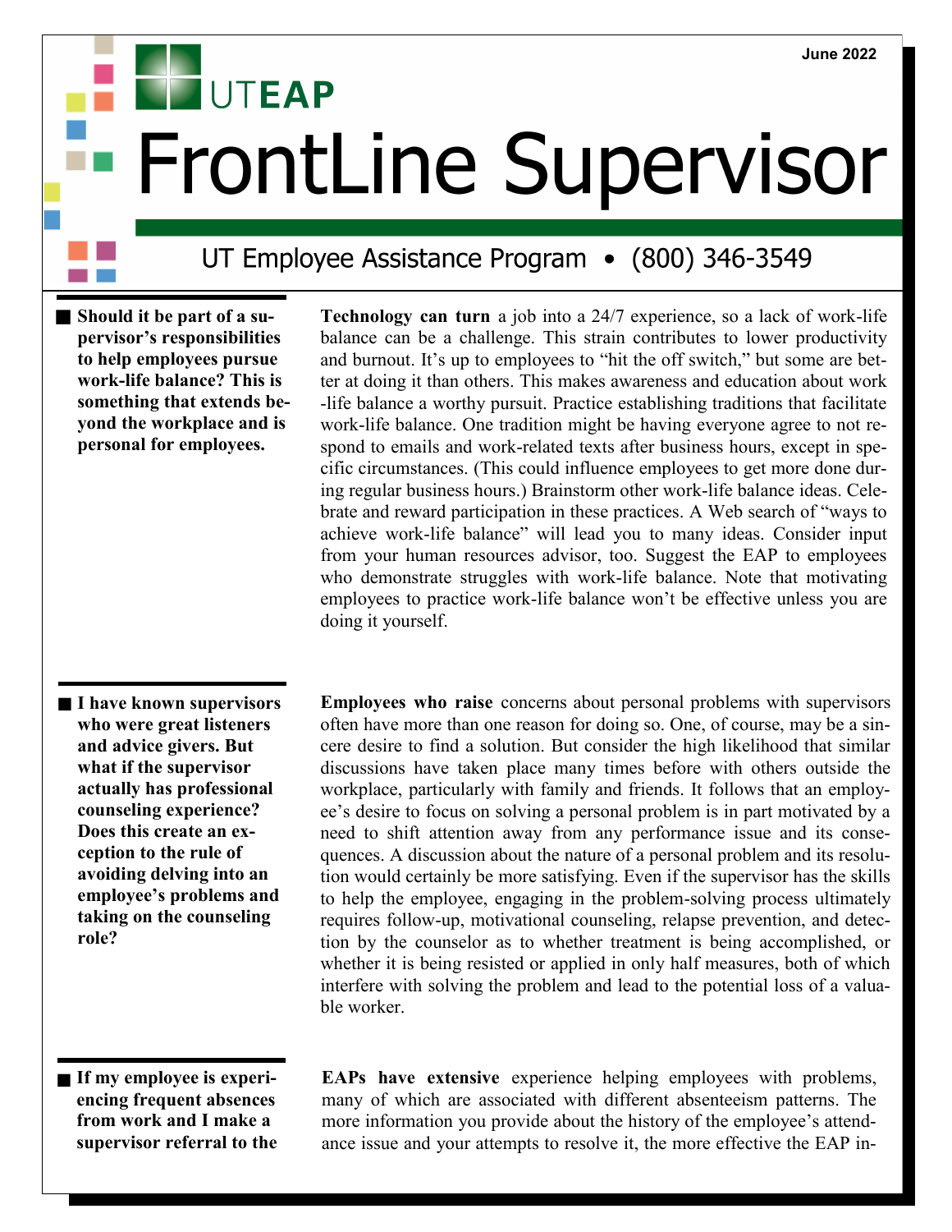June 2022

# UTEAP

# FrontLine Supervisor

## UT Employee Assistance Program • (800) 346-3549

**Should it be part of a supervisor's responsibilities to help employees pursue work-life balance? This is something that extends beyond the workplace and is personal for employees.**

**Technology can turn** a job into a 24/7 experience, so a lack of work-life balance can be a challenge. This strain contributes to lower productivity and burnout. It's up to employees to "hit the off switch," but some are better at doing it than others. This makes awareness and education about work-life balance a worthy pursuit. Practice establishing traditions that facilitate work-life balance. One tradition might be having everyone agree to not respond to emails and work-related texts after business hours, except in specific circumstances. (This could influence employees to get more done during regular business hours.) Brainstorm other work-life balance ideas. Celebrate and reward participation in these practices. A Web search of "ways to achieve work-life balance" will lead you to many ideas. Consider input from your human resources advisor, too. Suggest the EAP to employees who demonstrate struggles with work-life balance. Note that motivating employees to practice work-life balance won't be effective unless you are doing it yourself.

**I have known supervisors who were great listeners and advice givers. But what if the supervisor actually has professional counseling experience? Does this create an exception to the rule of avoiding delving into an employee's problems and taking on the counseling role?**

**Employees who raise** concerns about personal problems with supervisors often have more than one reason for doing so. One, of course, may be a sincere desire to find a solution. But consider the high likelihood that similar discussions have taken place many times before with others outside the workplace, particularly with family and friends. It follows that an employee's desire to focus on solving a personal problem is in part motivated by a need to shift attention away from any performance issue and its consequences. A discussion about the nature of a personal problem and its resolution would certainly be more satisfying. Even if the supervisor has the skills to help the employee, engaging in the problem-solving process ultimately requires follow-up, motivational counseling, relapse prevention, and detection by the counselor as to whether treatment is being accomplished, or whether it is being resisted or applied in only half measures, both of which interfere with solving the problem and lead to the potential loss of a valuable worker.

**If my employee is experiencing frequent absences from work and I make a supervisor referral to the**

**EAPs have extensive** experience helping employees with problems, many of which are associated with different absenteeism patterns. The more information you provide about the history of the employee's attendance issue and your attempts to resolve it, the more effective the EAP in-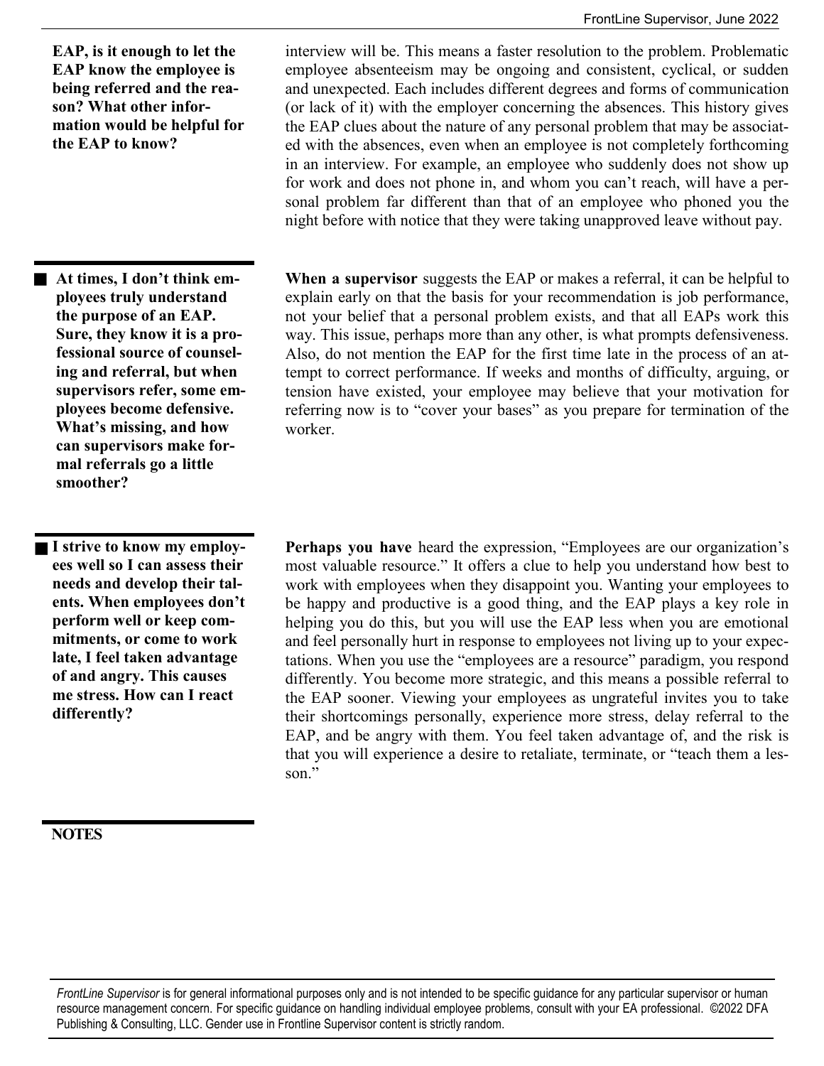**EAP, is it enough to let the EAP know the employee is being referred and the reason? What other information would be helpful for the EAP to know?**

interview will be. This means a faster resolution to the problem. Problematic employee absenteeism may be ongoing and consistent, cyclical, or sudden and unexpected. Each includes different degrees and forms of communication (or lack of it) with the employer concerning the absences. This history gives the EAP clues about the nature of any personal problem that may be associated with the absences, even when an employee is not completely forthcoming in an interview. For example, an employee who suddenly does not show up for work and does not phone in, and whom you can't reach, will have a personal problem far different than that of an employee who phoned you the night before with notice that they were taking unapproved leave without pay.

**At times, I don't think employees truly understand the purpose of an EAP. Sure, they know it is a professional source of counseling and referral, but when supervisors refer, some employees become defensive. What's missing, and how can supervisors make formal referrals go a little smoother?**

**When a supervisor** suggests the EAP or makes a referral, it can be helpful to explain early on that the basis for your recommendation is job performance, not your belief that a personal problem exists, and that all EAPs work this way. This issue, perhaps more than any other, is what prompts defensiveness. Also, do not mention the EAP for the first time late in the process of an attempt to correct performance. If weeks and months of difficulty, arguing, or tension have existed, your employee may believe that your motivation for referring now is to "cover your bases" as you prepare for termination of the worker.

**I strive to know my employees well so I can assess their needs and develop their talents. When employees don't perform well or keep commitments, or come to work late, I feel taken advantage of and angry. This causes me stress. How can I react differently?**

**Perhaps you have** heard the expression, "Employees are our organization's most valuable resource." It offers a clue to help you understand how best to work with employees when they disappoint you. Wanting your employees to be happy and productive is a good thing, and the EAP plays a key role in helping you do this, but you will use the EAP less when you are emotional and feel personally hurt in response to employees not living up to your expectations. When you use the "employees are a resource" paradigm, you respond differently. You become more strategic, and this means a possible referral to the EAP sooner. Viewing your employees as ungrateful invites you to take their shortcomings personally, experience more stress, delay referral to the EAP, and be angry with them. You feel taken advantage of, and the risk is that you will experience a desire to retaliate, terminate, or "teach them a lesson."

**NOTES**

*FrontLine Supervisor* is for general informational purposes only and is not intended to be specific guidance for any particular supervisor or human resource management concern. For specific guidance on handling individual employee problems, consult with your EA professional. ©2022 DFA Publishing & Consulting, LLC. Gender use in Frontline Supervisor content is strictly random.